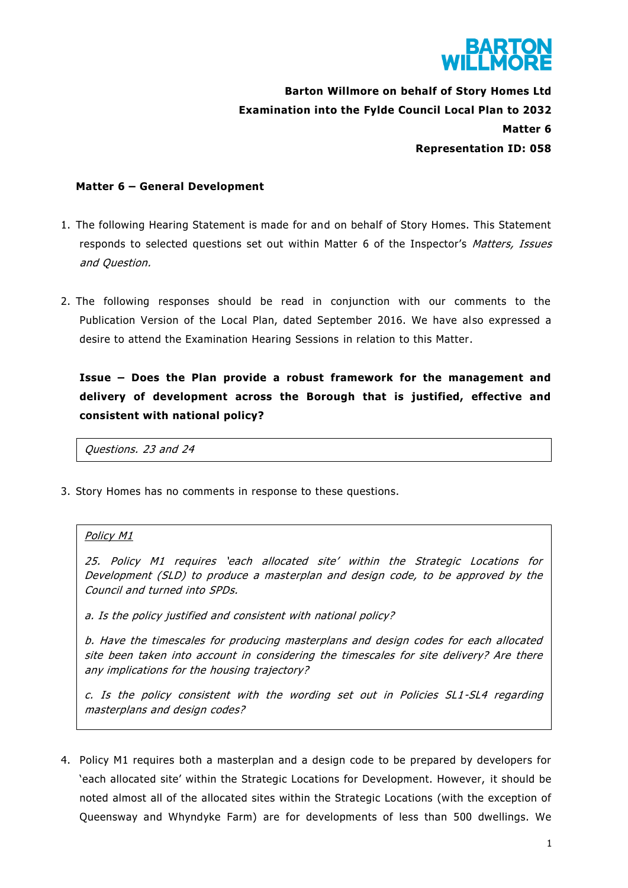**Barton Willmore on behalf of Story Homes Ltd**
**Examination into the Fylde Council Local Plan to 2032**
**Matter 6**
**Representation ID: 058**

## Matter 6 – General Development

1. The following Hearing Statement is made for and on behalf of Story Homes. This Statement responds to selected questions set out within Matter 6 of the Inspector's *Matters, Issues and Question.*

2. The following responses should be read in conjunction with our comments to the Publication Version of the Local Plan, dated September 2016. We have also expressed a desire to attend the Examination Hearing Sessions in relation to this Matter.

**Issue – Does the Plan provide a robust framework for the management and delivery of development across the Borough that is justified, effective and consistent with national policy?**

> *Questions. 23 and 24*

3. Story Homes has no comments in response to these questions.

> *Policy M1*
>
> *25. Policy M1 requires 'each allocated site' within the Strategic Locations for Development (SLD) to produce a masterplan and design code, to be approved by the Council and turned into SPDs.*
>
> *a. Is the policy justified and consistent with national policy?*
>
> *b. Have the timescales for producing masterplans and design codes for each allocated site been taken into account in considering the timescales for site delivery? Are there any implications for the housing trajectory?*
>
> *c. Is the policy consistent with the wording set out in Policies SL1-SL4 regarding masterplans and design codes?*

4. Policy M1 requires both a masterplan and a design code to be prepared by developers for 'each allocated site' within the Strategic Locations for Development. However, it should be noted almost all of the allocated sites within the Strategic Locations (with the exception of Queensway and Whyndyke Farm) are for developments of less than 500 dwellings. We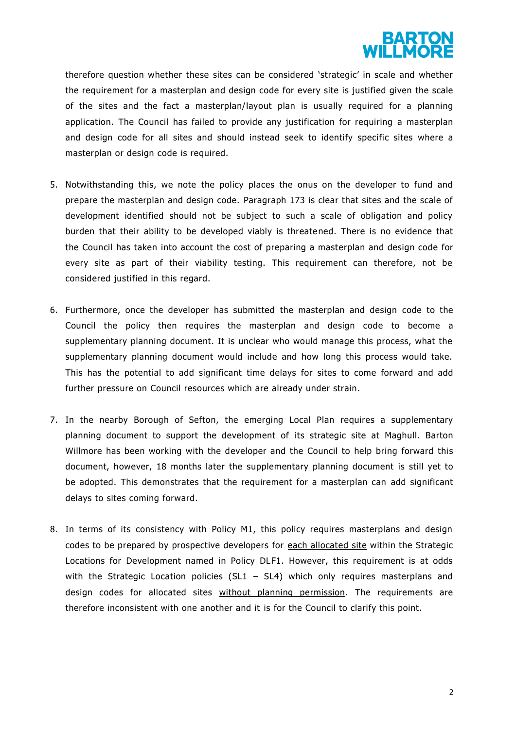therefore question whether these sites can be considered 'strategic' in scale and whether the requirement for a masterplan and design code for every site is justified given the scale of the sites and the fact a masterplan/layout plan is usually required for a planning application. The Council has failed to provide any justification for requiring a masterplan and design code for all sites and should instead seek to identify specific sites where a masterplan or design code is required.

5. Notwithstanding this, we note the policy places the onus on the developer to fund and prepare the masterplan and design code. Paragraph 173 is clear that sites and the scale of development identified should not be subject to such a scale of obligation and policy burden that their ability to be developed viably is threatened. There is no evidence that the Council has taken into account the cost of preparing a masterplan and design code for every site as part of their viability testing. This requirement can therefore, not be considered justified in this regard.

6. Furthermore, once the developer has submitted the masterplan and design code to the Council the policy then requires the masterplan and design code to become a supplementary planning document. It is unclear who would manage this process, what the supplementary planning document would include and how long this process would take. This has the potential to add significant time delays for sites to come forward and add further pressure on Council resources which are already under strain.

7. In the nearby Borough of Sefton, the emerging Local Plan requires a supplementary planning document to support the development of its strategic site at Maghull. Barton Willmore has been working with the developer and the Council to help bring forward this document, however, 18 months later the supplementary planning document is still yet to be adopted. This demonstrates that the requirement for a masterplan can add significant delays to sites coming forward.

8. In terms of its consistency with Policy M1, this policy requires masterplans and design codes to be prepared by prospective developers for <u>each allocated site</u> within the Strategic Locations for Development named in Policy DLF1. However, this requirement is at odds with the Strategic Location policies (SL1 – SL4) which only requires masterplans and design codes for allocated sites <u>without planning permission</u>. The requirements are therefore inconsistent with one another and it is for the Council to clarify this point.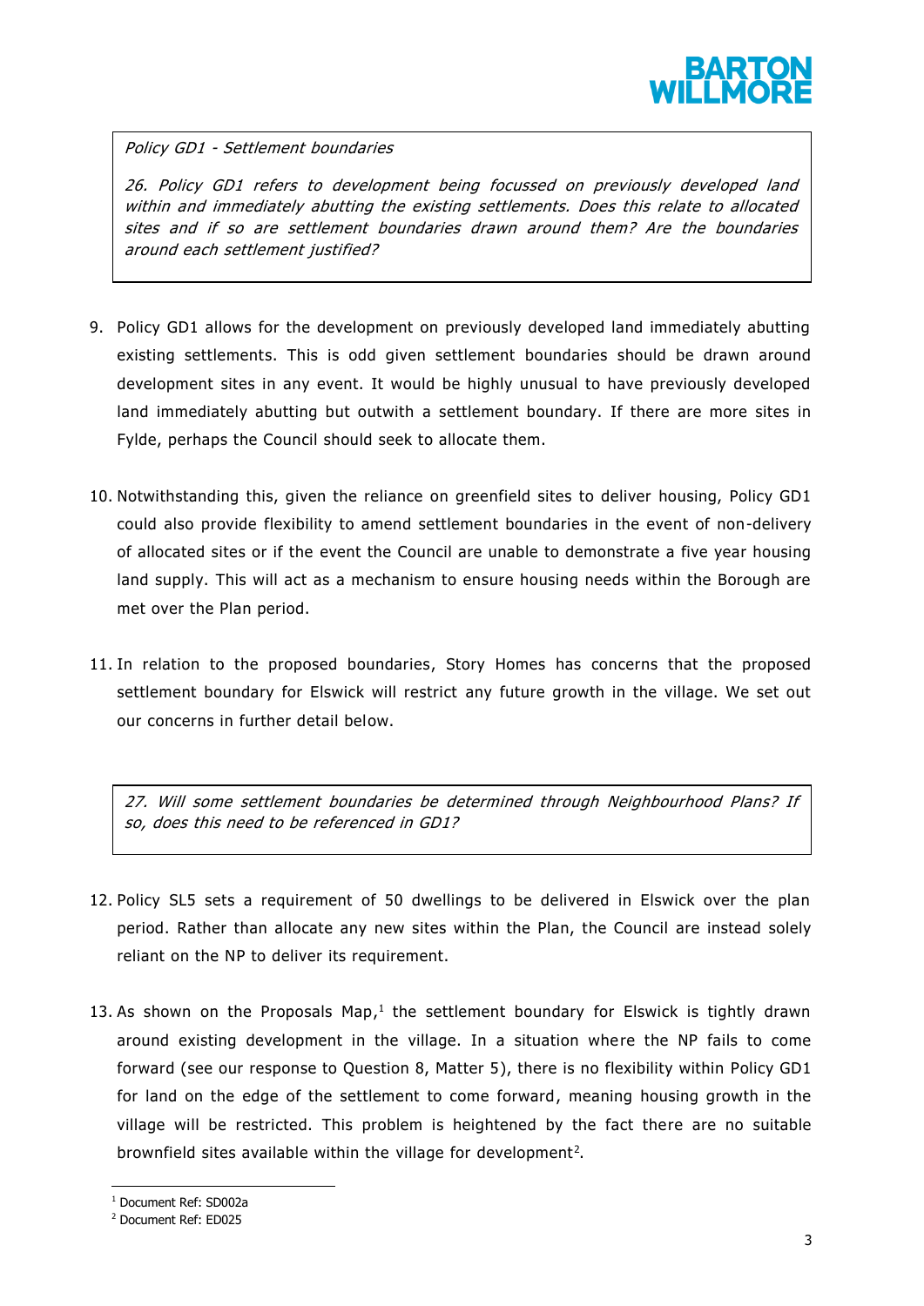*Policy GD1 - Settlement boundaries*

*26. Policy GD1 refers to development being focussed on previously developed land within and immediately abutting the existing settlements. Does this relate to allocated sites and if so are settlement boundaries drawn around them? Are the boundaries around each settlement justified?*

9. Policy GD1 allows for the development on previously developed land immediately abutting existing settlements. This is odd given settlement boundaries should be drawn around development sites in any event. It would be highly unusual to have previously developed land immediately abutting but outwith a settlement boundary. If there are more sites in Fylde, perhaps the Council should seek to allocate them.

10. Notwithstanding this, given the reliance on greenfield sites to deliver housing, Policy GD1 could also provide flexibility to amend settlement boundaries in the event of non-delivery of allocated sites or if the event the Council are unable to demonstrate a five year housing land supply. This will act as a mechanism to ensure housing needs within the Borough are met over the Plan period.

11. In relation to the proposed boundaries, Story Homes has concerns that the proposed settlement boundary for Elswick will restrict any future growth in the village. We set out our concerns in further detail below.

*27. Will some settlement boundaries be determined through Neighbourhood Plans? If so, does this need to be referenced in GD1?*

12. Policy SL5 sets a requirement of 50 dwellings to be delivered in Elswick over the plan period. Rather than allocate any new sites within the Plan, the Council are instead solely reliant on the NP to deliver its requirement.

13. As shown on the Proposals Map,[1] the settlement boundary for Elswick is tightly drawn around existing development in the village. In a situation where the NP fails to come forward (see our response to Question 8, Matter 5), there is no flexibility within Policy GD1 for land on the edge of the settlement to come forward, meaning housing growth in the village will be restricted. This problem is heightened by the fact there are no suitable brownfield sites available within the village for development[2].

[1] Document Ref: SD002a

[2] Document Ref: ED025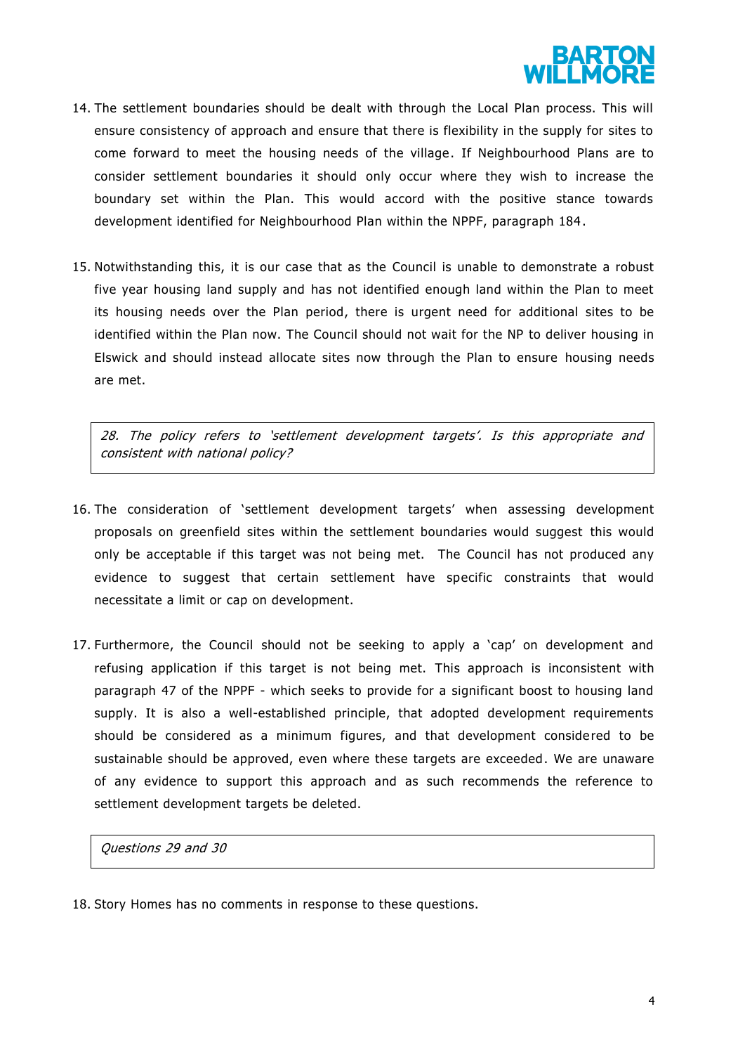14. The settlement boundaries should be dealt with through the Local Plan process. This will ensure consistency of approach and ensure that there is flexibility in the supply for sites to come forward to meet the housing needs of the village. If Neighbourhood Plans are to consider settlement boundaries it should only occur where they wish to increase the boundary set within the Plan. This would accord with the positive stance towards development identified for Neighbourhood Plan within the NPPF, paragraph 184.

15. Notwithstanding this, it is our case that as the Council is unable to demonstrate a robust five year housing land supply and has not identified enough land within the Plan to meet its housing needs over the Plan period, there is urgent need for additional sites to be identified within the Plan now. The Council should not wait for the NP to deliver housing in Elswick and should instead allocate sites now through the Plan to ensure housing needs are met.

> *28. The policy refers to 'settlement development targets'. Is this appropriate and consistent with national policy?*

16. The consideration of 'settlement development targets' when assessing development proposals on greenfield sites within the settlement boundaries would suggest this would only be acceptable if this target was not being met. The Council has not produced any evidence to suggest that certain settlement have specific constraints that would necessitate a limit or cap on development.

17. Furthermore, the Council should not be seeking to apply a 'cap' on development and refusing application if this target is not being met. This approach is inconsistent with paragraph 47 of the NPPF - which seeks to provide for a significant boost to housing land supply. It is also a well-established principle, that adopted development requirements should be considered as a minimum figures, and that development considered to be sustainable should be approved, even where these targets are exceeded. We are unaware of any evidence to support this approach and as such recommends the reference to settlement development targets be deleted.

> *Questions 29 and 30*

18. Story Homes has no comments in response to these questions.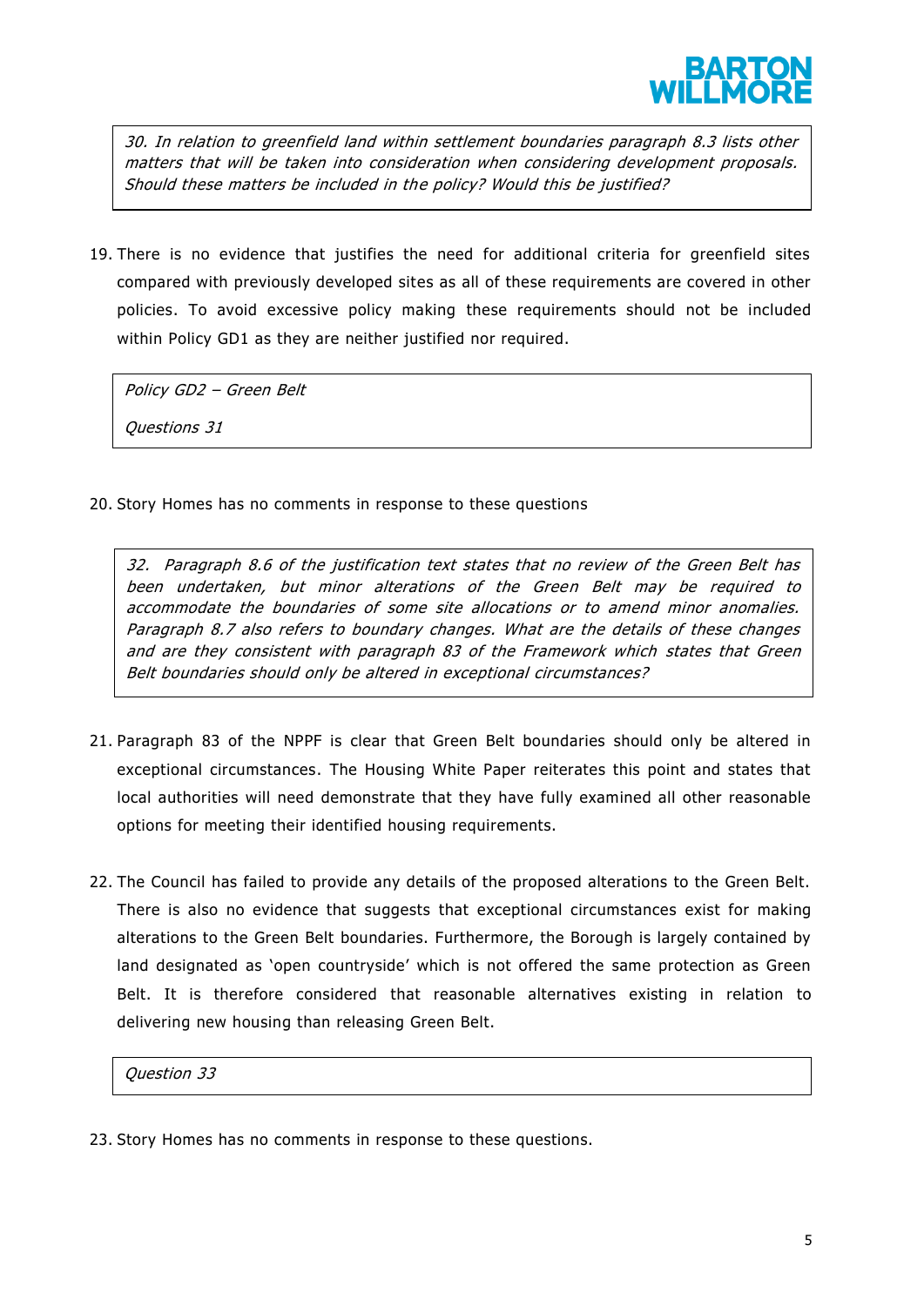*30. In relation to greenfield land within settlement boundaries paragraph 8.3 lists other matters that will be taken into consideration when considering development proposals. Should these matters be included in the policy? Would this be justified?*

19. There is no evidence that justifies the need for additional criteria for greenfield sites compared with previously developed sites as all of these requirements are covered in other policies. To avoid excessive policy making these requirements should not be included within Policy GD1 as they are neither justified nor required.

*Policy GD2 – Green Belt*

*Questions 31*

20. Story Homes has no comments in response to these questions

*32. Paragraph 8.6 of the justification text states that no review of the Green Belt has been undertaken, but minor alterations of the Green Belt may be required to accommodate the boundaries of some site allocations or to amend minor anomalies. Paragraph 8.7 also refers to boundary changes. What are the details of these changes and are they consistent with paragraph 83 of the Framework which states that Green Belt boundaries should only be altered in exceptional circumstances?*

21. Paragraph 83 of the NPPF is clear that Green Belt boundaries should only be altered in exceptional circumstances. The Housing White Paper reiterates this point and states that local authorities will need demonstrate that they have fully examined all other reasonable options for meeting their identified housing requirements.

22. The Council has failed to provide any details of the proposed alterations to the Green Belt. There is also no evidence that suggests that exceptional circumstances exist for making alterations to the Green Belt boundaries. Furthermore, the Borough is largely contained by land designated as 'open countryside' which is not offered the same protection as Green Belt. It is therefore considered that reasonable alternatives existing in relation to delivering new housing than releasing Green Belt.

*Question 33*

23. Story Homes has no comments in response to these questions.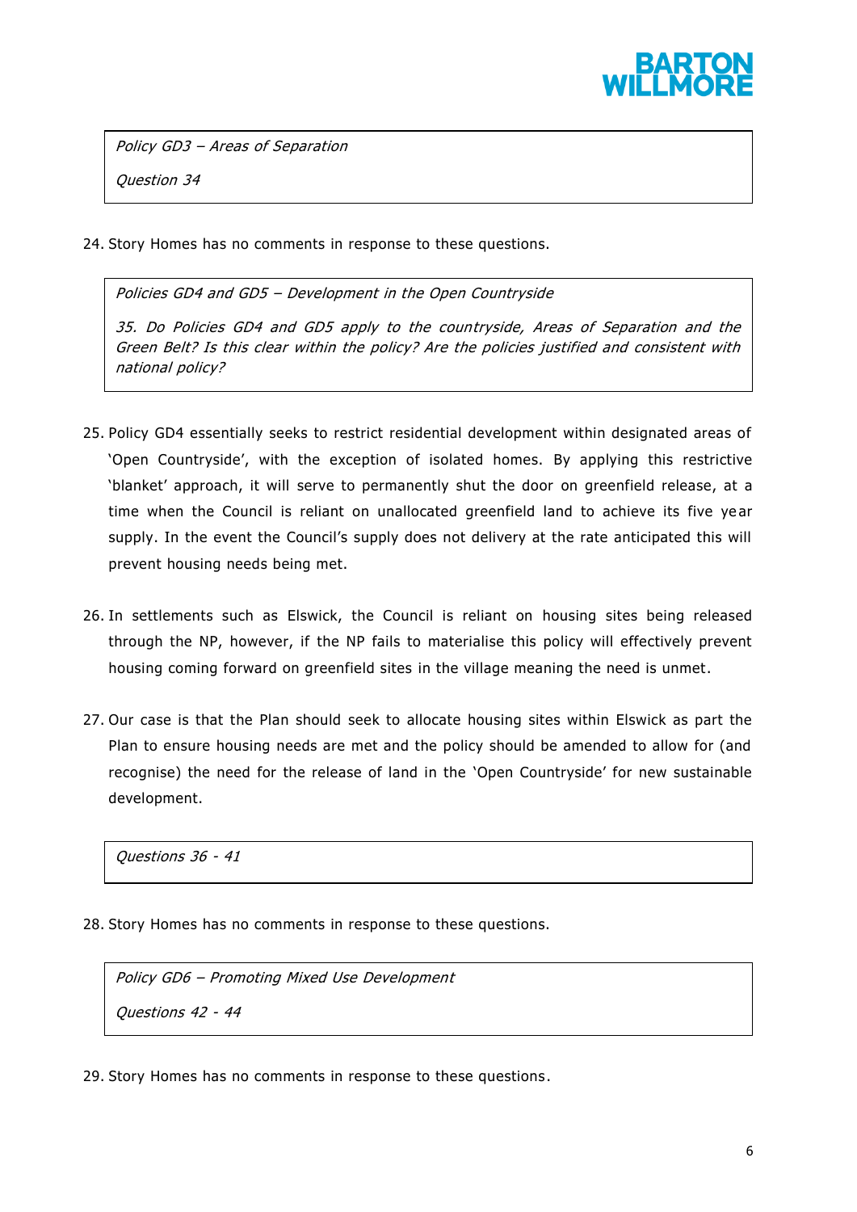*Policy GD3 – Areas of Separation*

*Question 34*

24. Story Homes has no comments in response to these questions.

*Policies GD4 and GD5 – Development in the Open Countryside*

*35. Do Policies GD4 and GD5 apply to the countryside, Areas of Separation and the Green Belt? Is this clear within the policy? Are the policies justified and consistent with national policy?*

25. Policy GD4 essentially seeks to restrict residential development within designated areas of 'Open Countryside', with the exception of isolated homes. By applying this restrictive 'blanket' approach, it will serve to permanently shut the door on greenfield release, at a time when the Council is reliant on unallocated greenfield land to achieve its five year supply. In the event the Council's supply does not delivery at the rate anticipated this will prevent housing needs being met.

26. In settlements such as Elswick, the Council is reliant on housing sites being released through the NP, however, if the NP fails to materialise this policy will effectively prevent housing coming forward on greenfield sites in the village meaning the need is unmet.

27. Our case is that the Plan should seek to allocate housing sites within Elswick as part the Plan to ensure housing needs are met and the policy should be amended to allow for (and recognise) the need for the release of land in the 'Open Countryside' for new sustainable development.

*Questions 36 - 41*

28. Story Homes has no comments in response to these questions.

*Policy GD6 – Promoting Mixed Use Development*

*Questions 42 - 44*

29. Story Homes has no comments in response to these questions.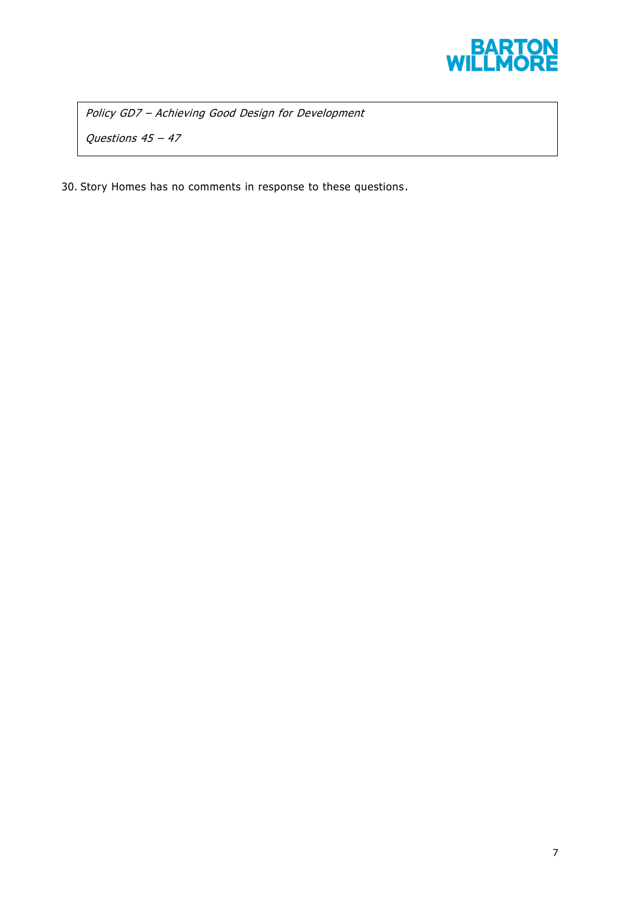*Policy GD7 – Achieving Good Design for Development*

*Questions 45 – 47*

30. Story Homes has no comments in response to these questions.